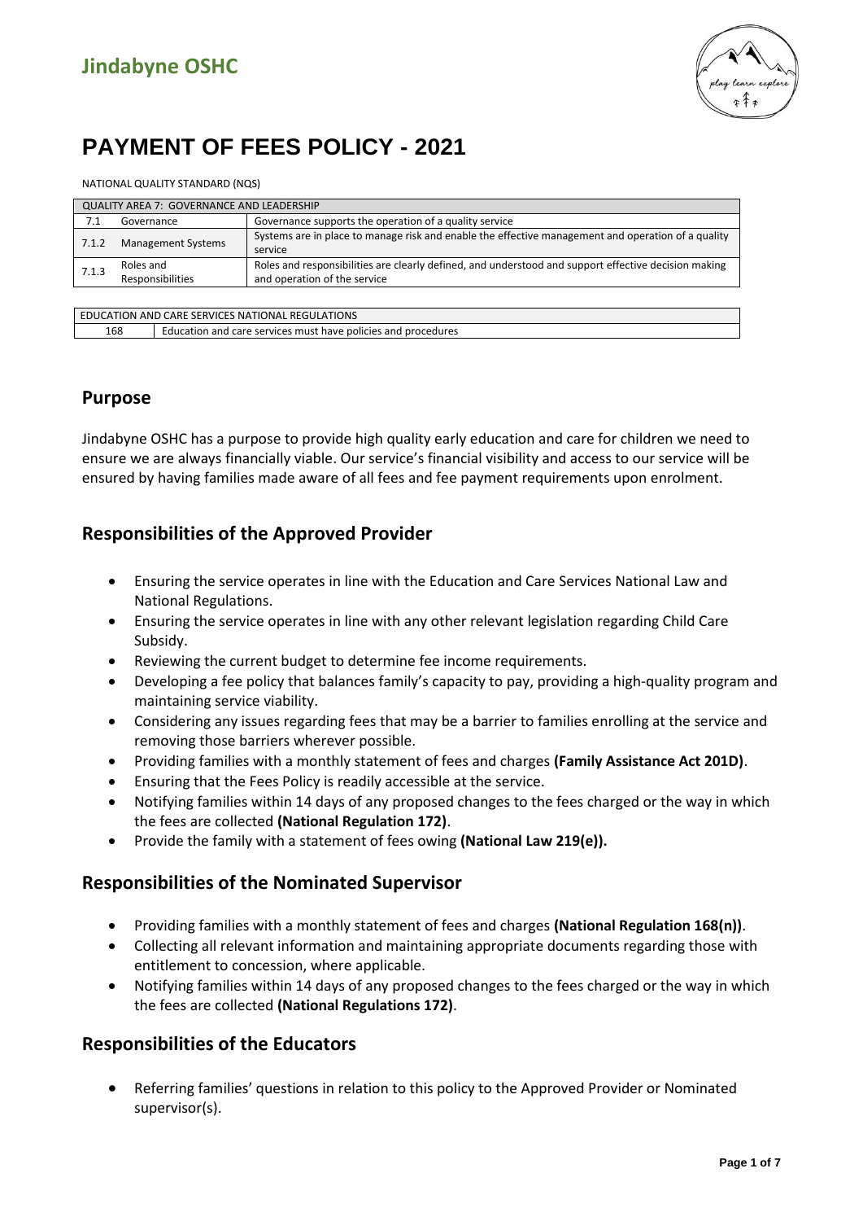## Jindabyne OSHC

# PAYMENT OF FEES POLICY - 2021

NATIONAL QUALITY STANDARD (NQS)

| QUALITY AREA 7: GOVERNANCE AND LEADERSHIP | | |
|---|---|---|
| 7.1 | Governance | Governance supports the operation of a quality service |
| 7.1.2 | Management Systems | Systems are in place to manage risk and enable the effective management and operation of a quality service |
| 7.1.3 | Roles and Responsibilities | Roles and responsibilities are clearly defined, and understood and support effective decision making and operation of the service |

| EDUCATION AND CARE SERVICES NATIONAL REGULATIONS | |
|---|---|
| 168 | Education and care services must have policies and procedures |

## Purpose

Jindabyne OSHC has a purpose to provide high quality early education and care for children we need to ensure we are always financially viable. Our service's financial visibility and access to our service will be ensured by having families made aware of all fees and fee payment requirements upon enrolment.

## Responsibilities of the Approved Provider

- Ensuring the service operates in line with the Education and Care Services National Law and National Regulations.
- Ensuring the service operates in line with any other relevant legislation regarding Child Care Subsidy.
- Reviewing the current budget to determine fee income requirements.
- Developing a fee policy that balances family's capacity to pay, providing a high-quality program and maintaining service viability.
- Considering any issues regarding fees that may be a barrier to families enrolling at the service and removing those barriers wherever possible.
- Providing families with a monthly statement of fees and charges **(Family Assistance Act 201D)**.
- Ensuring that the Fees Policy is readily accessible at the service.
- Notifying families within 14 days of any proposed changes to the fees charged or the way in which the fees are collected **(National Regulation 172)**.
- Provide the family with a statement of fees owing **(National Law 219(e)).**

## Responsibilities of the Nominated Supervisor

- Providing families with a monthly statement of fees and charges **(National Regulation 168(n))**.
- Collecting all relevant information and maintaining appropriate documents regarding those with entitlement to concession, where applicable.
- Notifying families within 14 days of any proposed changes to the fees charged or the way in which the fees are collected **(National Regulations 172)**.

## Responsibilities of the Educators

- Referring families' questions in relation to this policy to the Approved Provider or Nominated supervisor(s).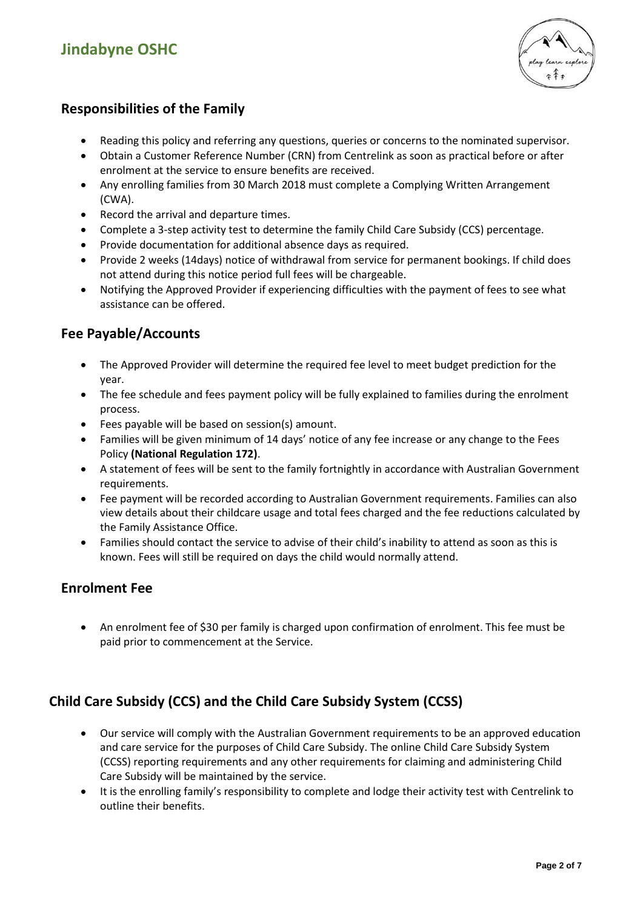## Responsibilities of the Family

- Reading this policy and referring any questions, queries or concerns to the nominated supervisor.
- Obtain a Customer Reference Number (CRN) from Centrelink as soon as practical before or after enrolment at the service to ensure benefits are received.
- Any enrolling families from 30 March 2018 must complete a Complying Written Arrangement (CWA).
- Record the arrival and departure times.
- Complete a 3-step activity test to determine the family Child Care Subsidy (CCS) percentage.
- Provide documentation for additional absence days as required.
- Provide 2 weeks (14days) notice of withdrawal from service for permanent bookings. If child does not attend during this notice period full fees will be chargeable.
- Notifying the Approved Provider if experiencing difficulties with the payment of fees to see what assistance can be offered.

## Fee Payable/Accounts

- The Approved Provider will determine the required fee level to meet budget prediction for the year.
- The fee schedule and fees payment policy will be fully explained to families during the enrolment process.
- Fees payable will be based on session(s) amount.
- Families will be given minimum of 14 days' notice of any fee increase or any change to the Fees Policy **(National Regulation 172)**.
- A statement of fees will be sent to the family fortnightly in accordance with Australian Government requirements.
- Fee payment will be recorded according to Australian Government requirements. Families can also view details about their childcare usage and total fees charged and the fee reductions calculated by the Family Assistance Office.
- Families should contact the service to advise of their child's inability to attend as soon as this is known. Fees will still be required on days the child would normally attend.

## Enrolment Fee

- An enrolment fee of $30 per family is charged upon confirmation of enrolment. This fee must be paid prior to commencement at the Service.

## Child Care Subsidy (CCS) and the Child Care Subsidy System (CCSS)

- Our service will comply with the Australian Government requirements to be an approved education and care service for the purposes of Child Care Subsidy. The online Child Care Subsidy System (CCSS) reporting requirements and any other requirements for claiming and administering Child Care Subsidy will be maintained by the service.
- It is the enrolling family's responsibility to complete and lodge their activity test with Centrelink to outline their benefits.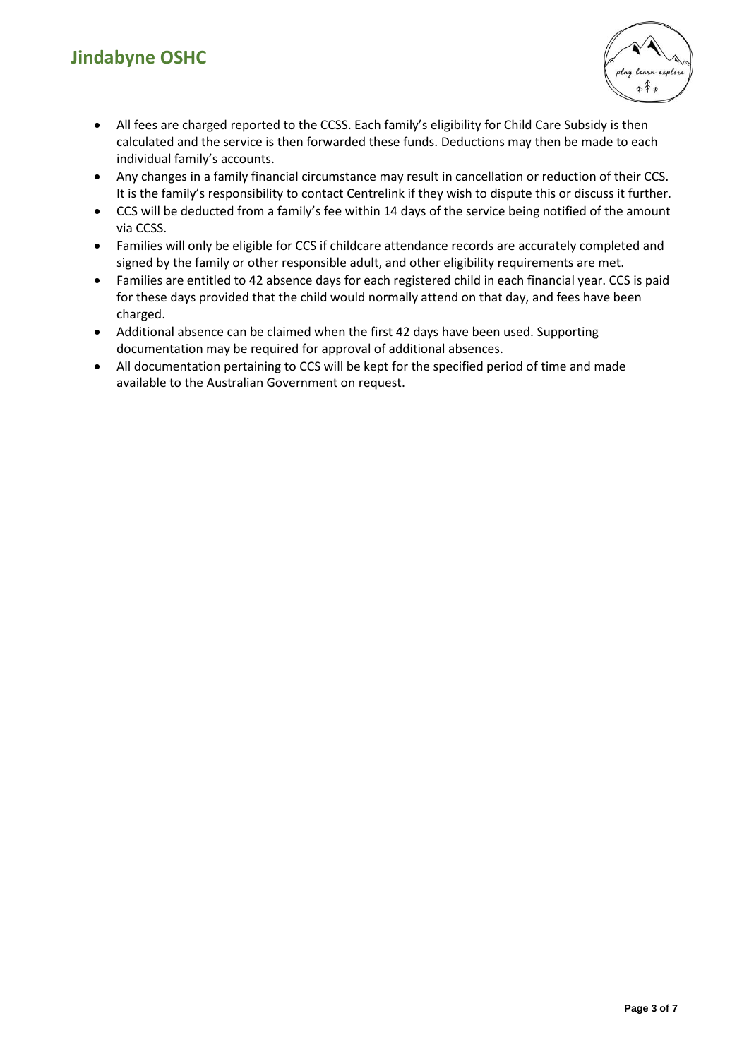- All fees are charged reported to the CCSS. Each family's eligibility for Child Care Subsidy is then calculated and the service is then forwarded these funds. Deductions may then be made to each individual family's accounts.
- Any changes in a family financial circumstance may result in cancellation or reduction of their CCS. It is the family's responsibility to contact Centrelink if they wish to dispute this or discuss it further.
- CCS will be deducted from a family's fee within 14 days of the service being notified of the amount via CCSS.
- Families will only be eligible for CCS if childcare attendance records are accurately completed and signed by the family or other responsible adult, and other eligibility requirements are met.
- Families are entitled to 42 absence days for each registered child in each financial year. CCS is paid for these days provided that the child would normally attend on that day, and fees have been charged.
- Additional absence can be claimed when the first 42 days have been used. Supporting documentation may be required for approval of additional absences.
- All documentation pertaining to CCS will be kept for the specified period of time and made available to the Australian Government on request.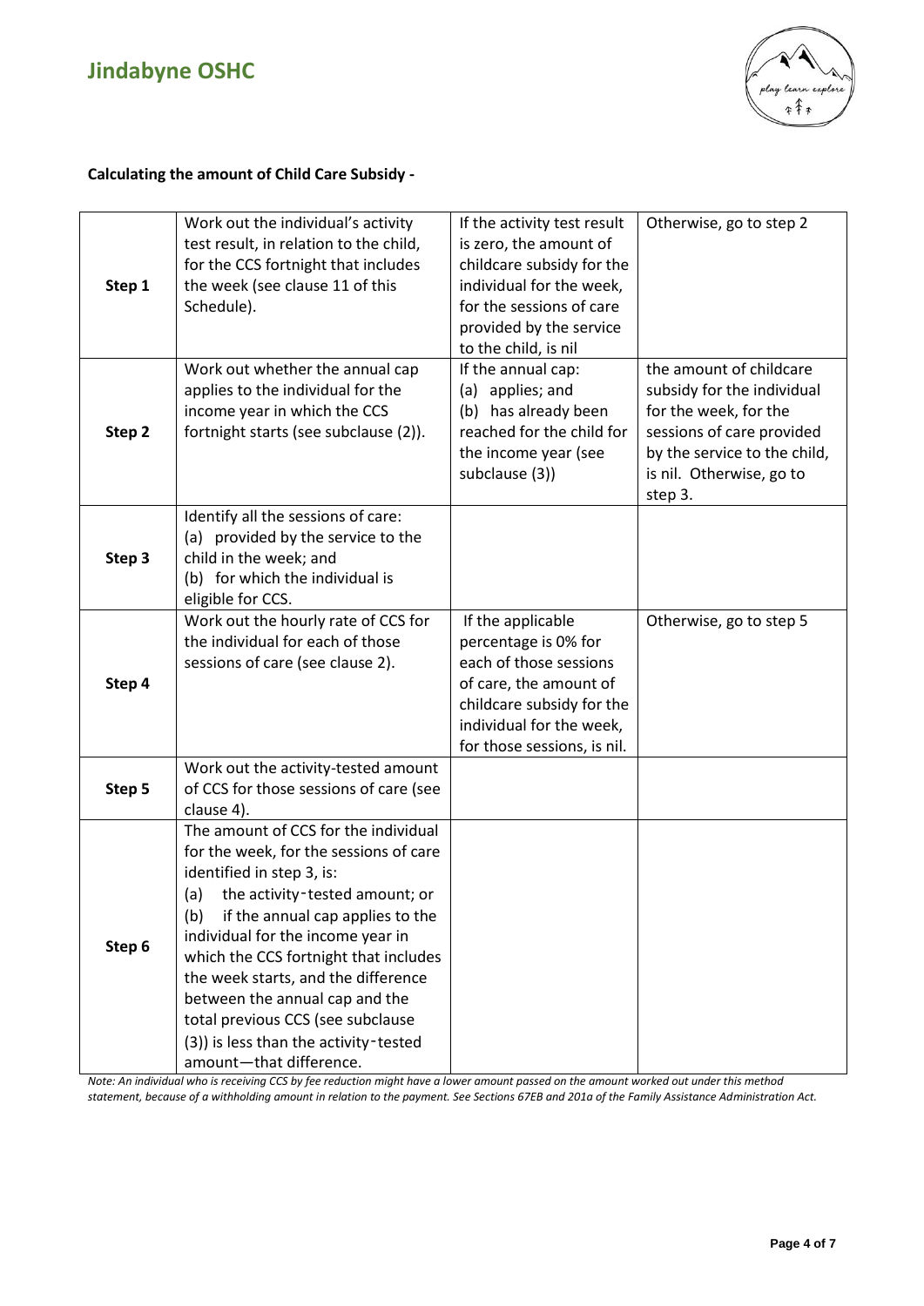**Calculating the amount of Child Care Subsidy -**

| | | | |
|---|---|---|---|
| **Step 1** | Work out the individual's activity test result, in relation to the child, for the CCS fortnight that includes the week (see clause 11 of this Schedule). | If the activity test result is zero, the amount of childcare subsidy for the individual for the week, for the sessions of care provided by the service to the child, is nil | Otherwise, go to step 2 |
| **Step 2** | Work out whether the annual cap applies to the individual for the income year in which the CCS fortnight starts (see subclause (2)). | If the annual cap: (a) applies; and (b) has already been reached for the child for the income year (see subclause (3)) | the amount of childcare subsidy for the individual for the week, for the sessions of care provided by the service to the child, is nil. Otherwise, go to step 3. |
| **Step 3** | Identify all the sessions of care: (a) provided by the service to the child in the week; and (b) for which the individual is eligible for CCS. | | |
| **Step 4** | Work out the hourly rate of CCS for the individual for each of those sessions of care (see clause 2). | If the applicable percentage is 0% for each of those sessions of care, the amount of childcare subsidy for the individual for the week, for those sessions, is nil. | Otherwise, go to step 5 |
| **Step 5** | Work out the activity-tested amount of CCS for those sessions of care (see clause 4). | | |
| **Step 6** | The amount of CCS for the individual for the week, for the sessions of care identified in step 3, is: (a) the activity‑tested amount; or (b) if the annual cap applies to the individual for the income year in which the CCS fortnight that includes the week starts, and the difference between the annual cap and the total previous CCS (see subclause (3)) is less than the activity‑tested amount—that difference. | | |

*Note: An individual who is receiving CCS by fee reduction might have a lower amount passed on the amount worked out under this method statement, because of a withholding amount in relation to the payment. See Sections 67EB and 201a of the Family Assistance Administration Act.*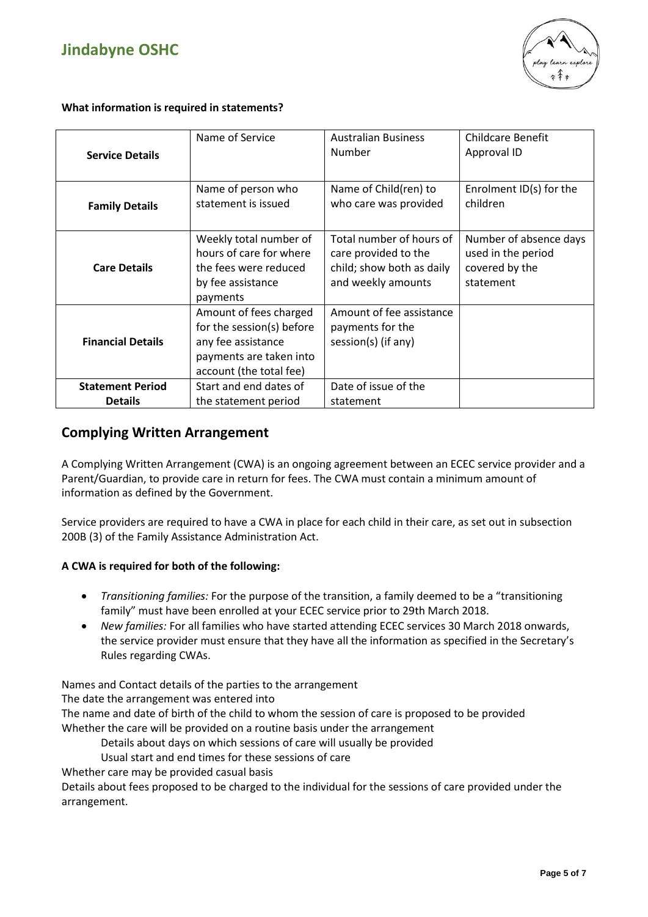**What information is required in statements?**

| | | | |
|---|---|---|---|
| **Service Details** | Name of Service | Australian Business Number | Childcare Benefit Approval ID |
| **Family Details** | Name of person who statement is issued | Name of Child(ren) to who care was provided | Enrolment ID(s) for the children |
| **Care Details** | Weekly total number of hours of care for where the fees were reduced by fee assistance payments | Total number of hours of care provided to the child; show both as daily and weekly amounts | Number of absence days used in the period covered by the statement |
| **Financial Details** | Amount of fees charged for the session(s) before any fee assistance payments are taken into account (the total fee) | Amount of fee assistance payments for the session(s) (if any) | |
| **Statement Period Details** | Start and end dates of the statement period | Date of issue of the statement | |

## Complying Written Arrangement

A Complying Written Arrangement (CWA) is an ongoing agreement between an ECEC service provider and a Parent/Guardian, to provide care in return for fees. The CWA must contain a minimum amount of information as defined by the Government.

Service providers are required to have a CWA in place for each child in their care, as set out in subsection 200B (3) of the Family Assistance Administration Act.

**A CWA is required for both of the following:**

- *Transitioning families:* For the purpose of the transition, a family deemed to be a "transitioning family" must have been enrolled at your ECEC service prior to 29th March 2018.
- *New families:* For all families who have started attending ECEC services 30 March 2018 onwards, the service provider must ensure that they have all the information as specified in the Secretary's Rules regarding CWAs.

Names and Contact details of the parties to the arrangement
The date the arrangement was entered into
The name and date of birth of the child to whom the session of care is proposed to be provided
Whether the care will be provided on a routine basis under the arrangement
    Details about days on which sessions of care will usually be provided
    Usual start and end times for these sessions of care
Whether care may be provided casual basis
Details about fees proposed to be charged to the individual for the sessions of care provided under the arrangement.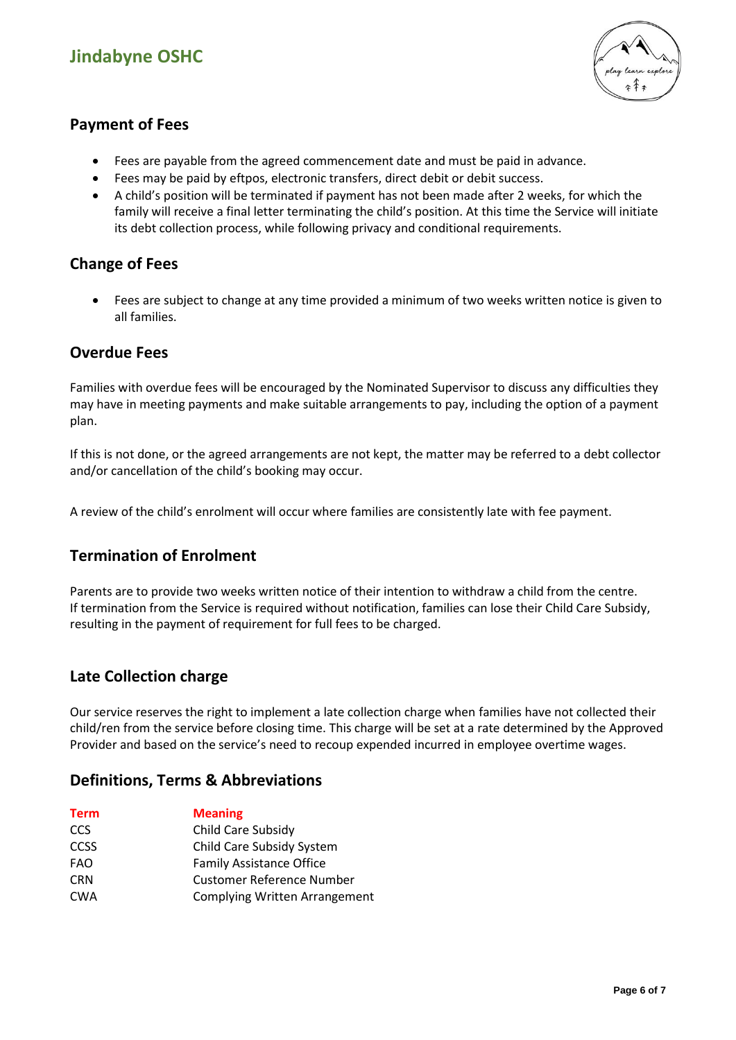## Payment of Fees

- Fees are payable from the agreed commencement date and must be paid in advance.
- Fees may be paid by eftpos, electronic transfers, direct debit or debit success.
- A child's position will be terminated if payment has not been made after 2 weeks, for which the family will receive a final letter terminating the child's position. At this time the Service will initiate its debt collection process, while following privacy and conditional requirements.

## Change of Fees

- Fees are subject to change at any time provided a minimum of two weeks written notice is given to all families.

## Overdue Fees

Families with overdue fees will be encouraged by the Nominated Supervisor to discuss any difficulties they may have in meeting payments and make suitable arrangements to pay, including the option of a payment plan.

If this is not done, or the agreed arrangements are not kept, the matter may be referred to a debt collector and/or cancellation of the child's booking may occur.

A review of the child's enrolment will occur where families are consistently late with fee payment.

## Termination of Enrolment

Parents are to provide two weeks written notice of their intention to withdraw a child from the centre. If termination from the Service is required without notification, families can lose their Child Care Subsidy, resulting in the payment of requirement for full fees to be charged.

## Late Collection charge

Our service reserves the right to implement a late collection charge when families have not collected their child/ren from the service before closing time. This charge will be set at a rate determined by the Approved Provider and based on the service's need to recoup expended incurred in employee overtime wages.

## Definitions, Terms & Abbreviations

| Term | Meaning |
|---|---|
| CCS | Child Care Subsidy |
| CCSS | Child Care Subsidy System |
| FAO | Family Assistance Office |
| CRN | Customer Reference Number |
| CWA | Complying Written Arrangement |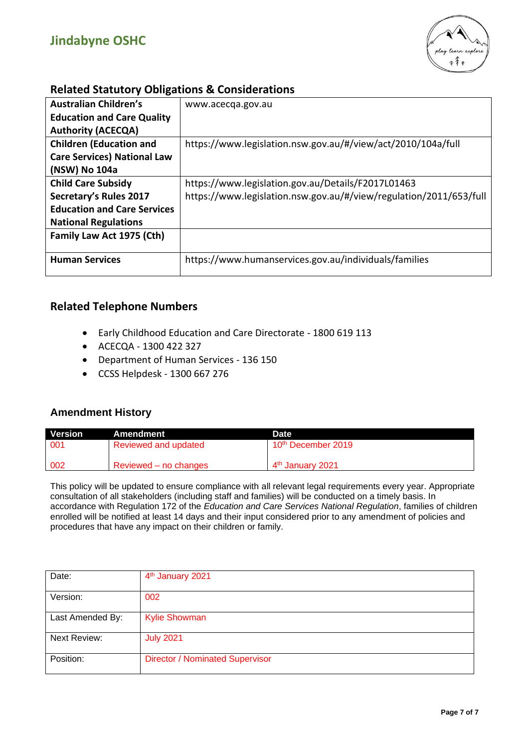## Related Statutory Obligations & Considerations

| | |
|---|---|
| **Australian Children's Education and Care Quality Authority (ACECQA)** | www.acecqa.gov.au |
| **Children (Education and Care Services) National Law (NSW) No 104a** | https://www.legislation.nsw.gov.au/#/view/act/2010/104a/full |
| **Child Care Subsidy Secretary's Rules 2017 Education and Care Services National Regulations** | https://www.legislation.gov.au/Details/F2017L01463 https://www.legislation.nsw.gov.au/#/view/regulation/2011/653/full |
| **Family Law Act 1975 (Cth)** | |
| **Human Services** | https://www.humanservices.gov.au/individuals/families |

## Related Telephone Numbers

- Early Childhood Education and Care Directorate - 1800 619 113
- ACECQA - 1300 422 327
- Department of Human Services - 136 150
- CCSS Helpdesk - 1300 667 276

## Amendment History

| Version | Amendment | Date |
|---|---|---|
| 001 | Reviewed and updated | 10th December 2019 |
| 002 | Reviewed – no changes | 4th January 2021 |

This policy will be updated to ensure compliance with all relevant legal requirements every year. Appropriate consultation of all stakeholders (including staff and families) will be conducted on a timely basis. In accordance with Regulation 172 of the *Education and Care Services National Regulation*, families of children enrolled will be notified at least 14 days and their input considered prior to any amendment of policies and procedures that have any impact on their children or family.

| | |
|---|---|
| Date: | 4th January 2021 |
| Version: | 002 |
| Last Amended By: | Kylie Showman |
| Next Review: | July 2021 |
| Position: | Director / Nominated Supervisor |